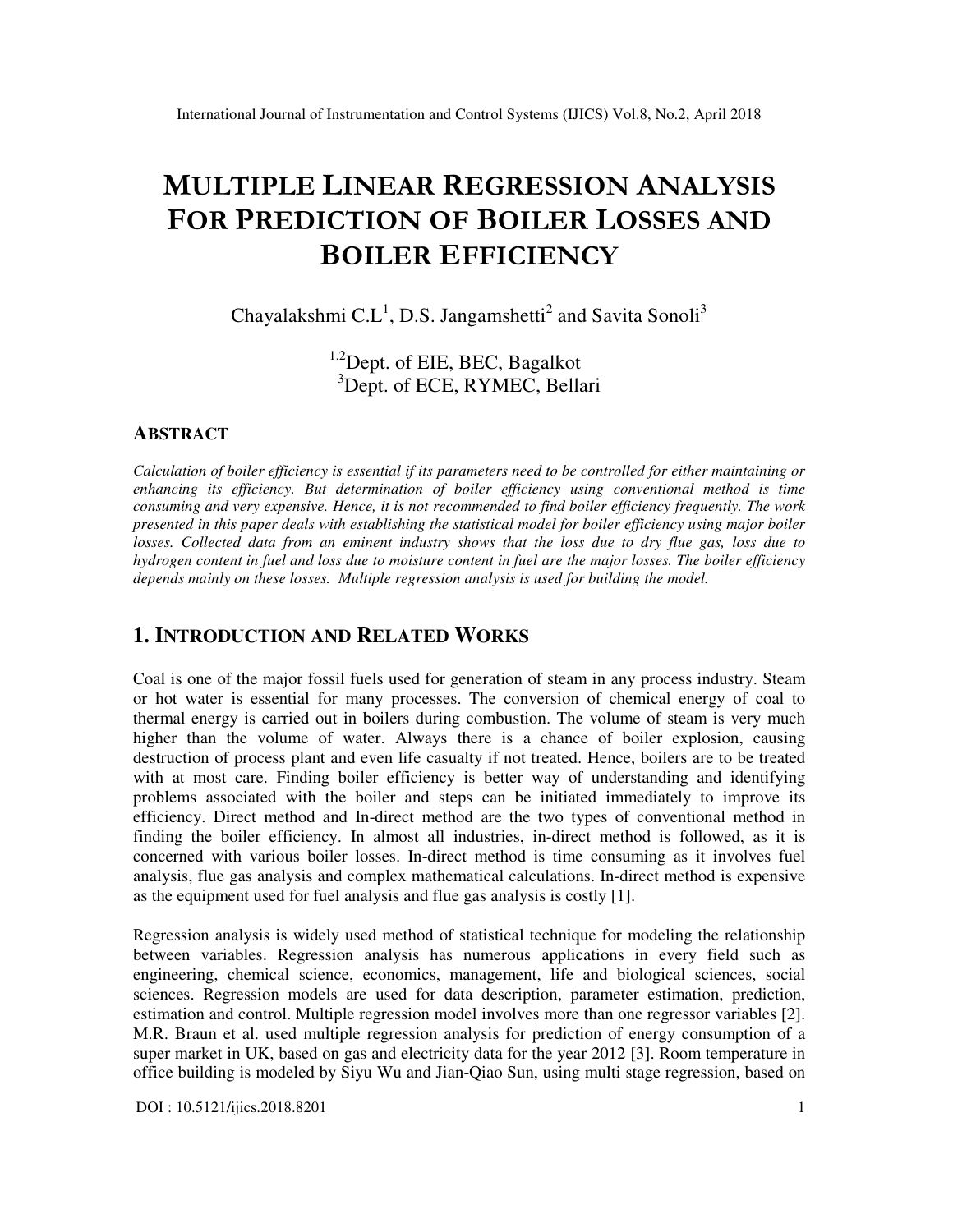# MULTIPLE LINEAR REGRESSION ANALYSIS FOR PREDICTION OF BOILER LOSSES AND BOILER EFFICIENCY

Chayalakshmi C.L[1], D.S. Jangamshetti[2] and Savita Sonoli[3]

[1,2]Dept. of EIE, BEC, Bagalkot
[3]Dept. of ECE, RYMEC, Bellari

## ABSTRACT

*Calculation of boiler efficiency is essential if its parameters need to be controlled for either maintaining or enhancing its efficiency. But determination of boiler efficiency using conventional method is time consuming and very expensive. Hence, it is not recommended to find boiler efficiency frequently. The work presented in this paper deals with establishing the statistical model for boiler efficiency using major boiler losses. Collected data from an eminent industry shows that the loss due to dry flue gas, loss due to hydrogen content in fuel and loss due to moisture content in fuel are the major losses. The boiler efficiency depends mainly on these losses. Multiple regression analysis is used for building the model.*

## 1. INTRODUCTION AND RELATED WORKS

Coal is one of the major fossil fuels used for generation of steam in any process industry. Steam or hot water is essential for many processes. The conversion of chemical energy of coal to thermal energy is carried out in boilers during combustion. The volume of steam is very much higher than the volume of water. Always there is a chance of boiler explosion, causing destruction of process plant and even life casualty if not treated. Hence, boilers are to be treated with at most care. Finding boiler efficiency is better way of understanding and identifying problems associated with the boiler and steps can be initiated immediately to improve its efficiency. Direct method and In-direct method are the two types of conventional method in finding the boiler efficiency. In almost all industries, in-direct method is followed, as it is concerned with various boiler losses. In-direct method is time consuming as it involves fuel analysis, flue gas analysis and complex mathematical calculations. In-direct method is expensive as the equipment used for fuel analysis and flue gas analysis is costly [1].

Regression analysis is widely used method of statistical technique for modeling the relationship between variables. Regression analysis has numerous applications in every field such as engineering, chemical science, economics, management, life and biological sciences, social sciences. Regression models are used for data description, parameter estimation, prediction, estimation and control. Multiple regression model involves more than one regressor variables [2]. M.R. Braun et al. used multiple regression analysis for prediction of energy consumption of a super market in UK, based on gas and electricity data for the year 2012 [3]. Room temperature in office building is modeled by Siyu Wu and Jian-Qiao Sun, using multi stage regression, based on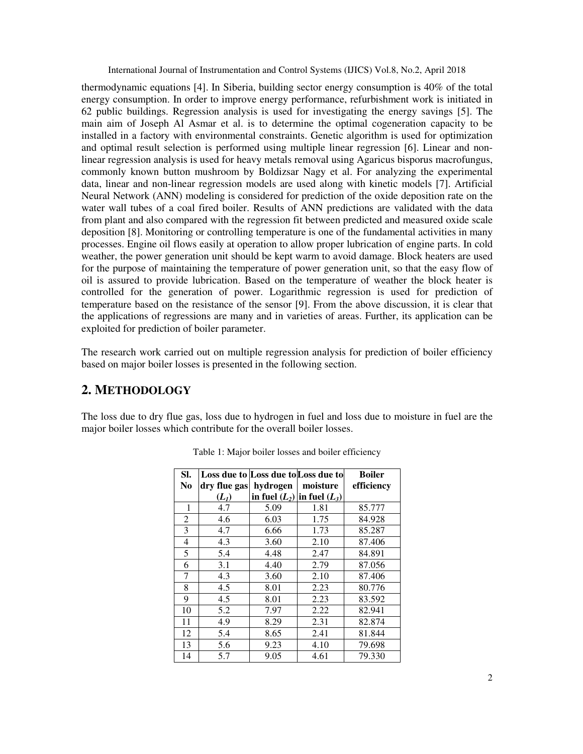thermodynamic equations [4]. In Siberia, building sector energy consumption is 40% of the total energy consumption. In order to improve energy performance, refurbishment work is initiated in 62 public buildings. Regression analysis is used for investigating the energy savings [5]. The main aim of Joseph Al Asmar et al. is to determine the optimal cogeneration capacity to be installed in a factory with environmental constraints. Genetic algorithm is used for optimization and optimal result selection is performed using multiple linear regression [6]. Linear and non-linear regression analysis is used for heavy metals removal using Agaricus bisporus macrofungus, commonly known button mushroom by Boldizsar Nagy et al. For analyzing the experimental data, linear and non-linear regression models are used along with kinetic models [7]. Artificial Neural Network (ANN) modeling is considered for prediction of the oxide deposition rate on the water wall tubes of a coal fired boiler. Results of ANN predictions are validated with the data from plant and also compared with the regression fit between predicted and measured oxide scale deposition [8]. Monitoring or controlling temperature is one of the fundamental activities in many processes. Engine oil flows easily at operation to allow proper lubrication of engine parts. In cold weather, the power generation unit should be kept warm to avoid damage. Block heaters are used for the purpose of maintaining the temperature of power generation unit, so that the easy flow of oil is assured to provide lubrication. Based on the temperature of weather the block heater is controlled for the generation of power. Logarithmic regression is used for prediction of temperature based on the resistance of the sensor [9]. From the above discussion, it is clear that the applications of regressions are many and in varieties of areas. Further, its application can be exploited for prediction of boiler parameter.

The research work carried out on multiple regression analysis for prediction of boiler efficiency based on major boiler losses is presented in the following section.

## 2. METHODOLOGY

The loss due to dry flue gas, loss due to hydrogen in fuel and loss due to moisture in fuel are the major boiler losses which contribute for the overall boiler losses.

Table 1: Major boiler losses and boiler efficiency

| Sl. No | Loss due to dry flue gas ($L_1$) | Loss due to hydrogen in fuel ($L_2$) | Loss due to moisture in fuel ($L_3$) | Boiler efficiency |
|---|---|---|---|---|
| 1 | 4.7 | 5.09 | 1.81 | 85.777 |
| 2 | 4.6 | 6.03 | 1.75 | 84.928 |
| 3 | 4.7 | 6.66 | 1.73 | 85.287 |
| 4 | 4.3 | 3.60 | 2.10 | 87.406 |
| 5 | 5.4 | 4.48 | 2.47 | 84.891 |
| 6 | 3.1 | 4.40 | 2.79 | 87.056 |
| 7 | 4.3 | 3.60 | 2.10 | 87.406 |
| 8 | 4.5 | 8.01 | 2.23 | 80.776 |
| 9 | 4.5 | 8.01 | 2.23 | 83.592 |
| 10 | 5.2 | 7.97 | 2.22 | 82.941 |
| 11 | 4.9 | 8.29 | 2.31 | 82.874 |
| 12 | 5.4 | 8.65 | 2.41 | 81.844 |
| 13 | 5.6 | 9.23 | 4.10 | 79.698 |
| 14 | 5.7 | 9.05 | 4.61 | 79.330 |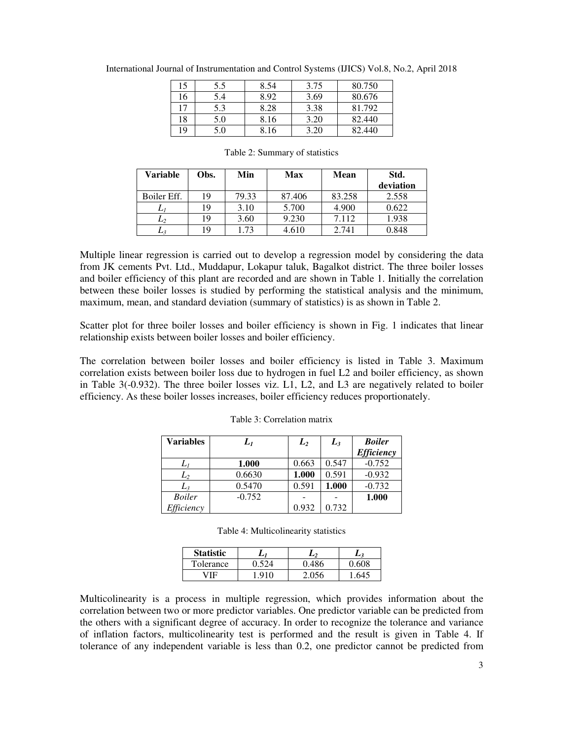| 15 | 5.5 | 8.54 | 3.75 | 80.750 |
|---|---|---|---|---|
| 16 | 5.4 | 8.92 | 3.69 | 80.676 |
| 17 | 5.3 | 8.28 | 3.38 | 81.792 |
| 18 | 5.0 | 8.16 | 3.20 | 82.440 |
| 19 | 5.0 | 8.16 | 3.20 | 82.440 |

Table 2: Summary of statistics

| Variable | Obs. | Min | Max | Mean | Std. deviation |
|---|---|---|---|---|---|
| Boiler Eff. | 19 | 79.33 | 87.406 | 83.258 | 2.558 |
| $L_1$ | 19 | 3.10 | 5.700 | 4.900 | 0.622 |
| $L_2$ | 19 | 3.60 | 9.230 | 7.112 | 1.938 |
| $L_3$ | 19 | 1.73 | 4.610 | 2.741 | 0.848 |

Multiple linear regression is carried out to develop a regression model by considering the data from JK cements Pvt. Ltd., Muddapur, Lokapur taluk, Bagalkot district. The three boiler losses and boiler efficiency of this plant are recorded and are shown in Table 1. Initially the correlation between these boiler losses is studied by performing the statistical analysis and the minimum, maximum, mean, and standard deviation (summary of statistics) is as shown in Table 2.

Scatter plot for three boiler losses and boiler efficiency is shown in Fig. 1 indicates that linear relationship exists between boiler losses and boiler efficiency.

The correlation between boiler losses and boiler efficiency is listed in Table 3. Maximum correlation exists between boiler loss due to hydrogen in fuel L2 and boiler efficiency, as shown in Table 3(-0.932). The three boiler losses viz. L1, L2, and L3 are negatively related to boiler efficiency. As these boiler losses increases, boiler efficiency reduces proportionately.

Table 3: Correlation matrix

| Variables | $L_1$ | $L_2$ | $L_3$ | *Boiler Efficiency* |
|---|---|---|---|---|
| $L_1$ | **1.000** | 0.663 | 0.547 | -0.752 |
| $L_2$ | 0.6630 | **1.000** | 0.591 | -0.932 |
| $L_3$ | 0.5470 | 0.591 | **1.000** | -0.732 |
| *Boiler Efficiency* | -0.752 | -0.932 | -0.732 | **1.000** |

Table 4: Multicolinearity statistics

| Statistic | $L_1$ | $L_2$ | $L_3$ |
|---|---|---|---|
| Tolerance | 0.524 | 0.486 | 0.608 |
| VIF | 1.910 | 2.056 | 1.645 |

Multicolinearity is a process in multiple regression, which provides information about the correlation between two or more predictor variables. One predictor variable can be predicted from the others with a significant degree of accuracy. In order to recognize the tolerance and variance of inflation factors, multicolinearity test is performed and the result is given in Table 4. If tolerance of any independent variable is less than 0.2, one predictor cannot be predicted from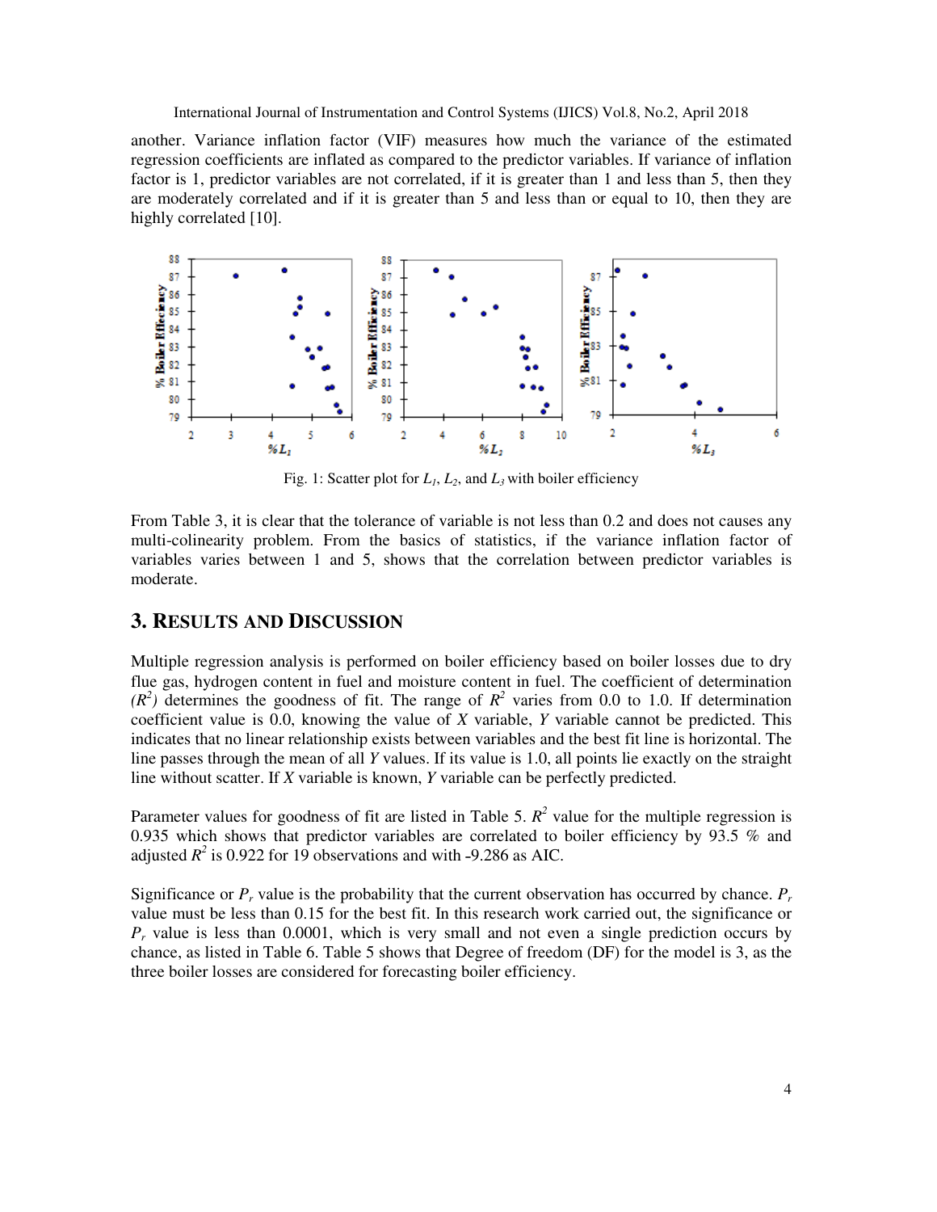another. Variance inflation factor (VIF) measures how much the variance of the estimated regression coefficients are inflated as compared to the predictor variables. If variance of inflation factor is 1, predictor variables are not correlated, if it is greater than 1 and less than 5, then they are moderately correlated and if it is greater than 5 and less than or equal to 10, then they are highly correlated [10].

Fig. 1: Scatter plot for $L_1$, $L_2$, and $L_3$ with boiler efficiency

From Table 3, it is clear that the tolerance of variable is not less than 0.2 and does not causes any multi-colinearity problem. From the basics of statistics, if the variance inflation factor of variables varies between 1 and 5, shows that the correlation between predictor variables is moderate.

## 3. Results and Discussion

Multiple regression analysis is performed on boiler efficiency based on boiler losses due to dry flue gas, hydrogen content in fuel and moisture content in fuel. The coefficient of determination $(R^2)$ determines the goodness of fit. The range of $R^2$ varies from 0.0 to 1.0. If determination coefficient value is 0.0, knowing the value of $X$ variable, $Y$ variable cannot be predicted. This indicates that no linear relationship exists between variables and the best fit line is horizontal. The line passes through the mean of all $Y$ values. If its value is 1.0, all points lie exactly on the straight line without scatter. If $X$ variable is known, $Y$ variable can be perfectly predicted.

Parameter values for goodness of fit are listed in Table 5. $R^2$ value for the multiple regression is 0.935 which shows that predictor variables are correlated to boiler efficiency by 93.5 % and adjusted $R^2$ is 0.922 for 19 observations and with -9.286 as AIC.

Significance or $P_r$ value is the probability that the current observation has occurred by chance. $P_r$ value must be less than 0.15 for the best fit. In this research work carried out, the significance or $P_r$ value is less than 0.0001, which is very small and not even a single prediction occurs by chance, as listed in Table 6. Table 5 shows that Degree of freedom (DF) for the model is 3, as the three boiler losses are considered for forecasting boiler efficiency.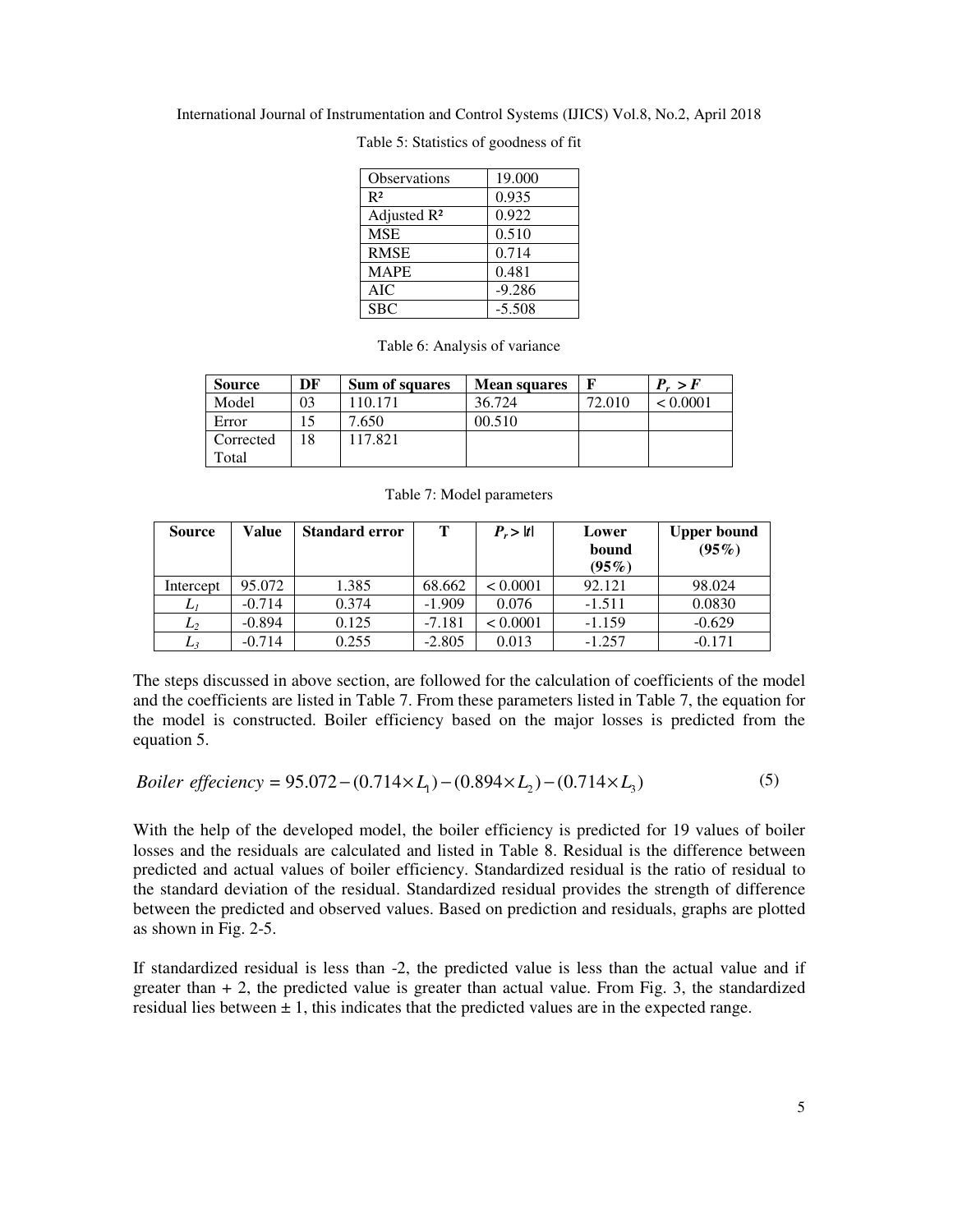Table 5: Statistics of goodness of fit

| Observations | 19.000 |
|---|---|
| $R^2$ | 0.935 |
| Adjusted $R^2$ | 0.922 |
| MSE | 0.510 |
| RMSE | 0.714 |
| MAPE | 0.481 |
| AIC | -9.286 |
| SBC | -5.508 |

Table 6: Analysis of variance

| **Source** | **DF** | **Sum of squares** | **Mean squares** | **F** | $P_r > F$ |
|---|---|---|---|---|---|
| Model | 03 | 110.171 | 36.724 | 72.010 | < 0.0001 |
| Error | 15 | 7.650 | 00.510 | | |
| Corrected Total | 18 | 117.821 | | | |

Table 7: Model parameters

| **Source** | **Value** | **Standard error** | **T** | $P_r > \lvert t \rvert$ | **Lower bound (95%)** | **Upper bound (95%)** |
|---|---|---|---|---|---|---|
| Intercept | 95.072 | 1.385 | 68.662 | < 0.0001 | 92.121 | 98.024 |
| $L_1$ | -0.714 | 0.374 | -1.909 | 0.076 | -1.511 | 0.0830 |
| $L_2$ | -0.894 | 0.125 | -7.181 | < 0.0001 | -1.159 | -0.629 |
| $L_3$ | -0.714 | 0.255 | -2.805 | 0.013 | -1.257 | -0.171 |

The steps discussed in above section, are followed for the calculation of coefficients of the model and the coefficients are listed in Table 7. From these parameters listed in Table 7, the equation for the model is constructed. Boiler efficiency based on the major losses is predicted from the equation 5.

$$Boiler\ effeciency = 95.072 - (0.714 \times L_1) - (0.894 \times L_2) - (0.714 \times L_3) \tag{5}$$

With the help of the developed model, the boiler efficiency is predicted for 19 values of boiler losses and the residuals are calculated and listed in Table 8. Residual is the difference between predicted and actual values of boiler efficiency. Standardized residual is the ratio of residual to the standard deviation of the residual. Standardized residual provides the strength of difference between the predicted and observed values. Based on prediction and residuals, graphs are plotted as shown in Fig. 2-5.

If standardized residual is less than -2, the predicted value is less than the actual value and if greater than + 2, the predicted value is greater than actual value. From Fig. 3, the standardized residual lies between ± 1, this indicates that the predicted values are in the expected range.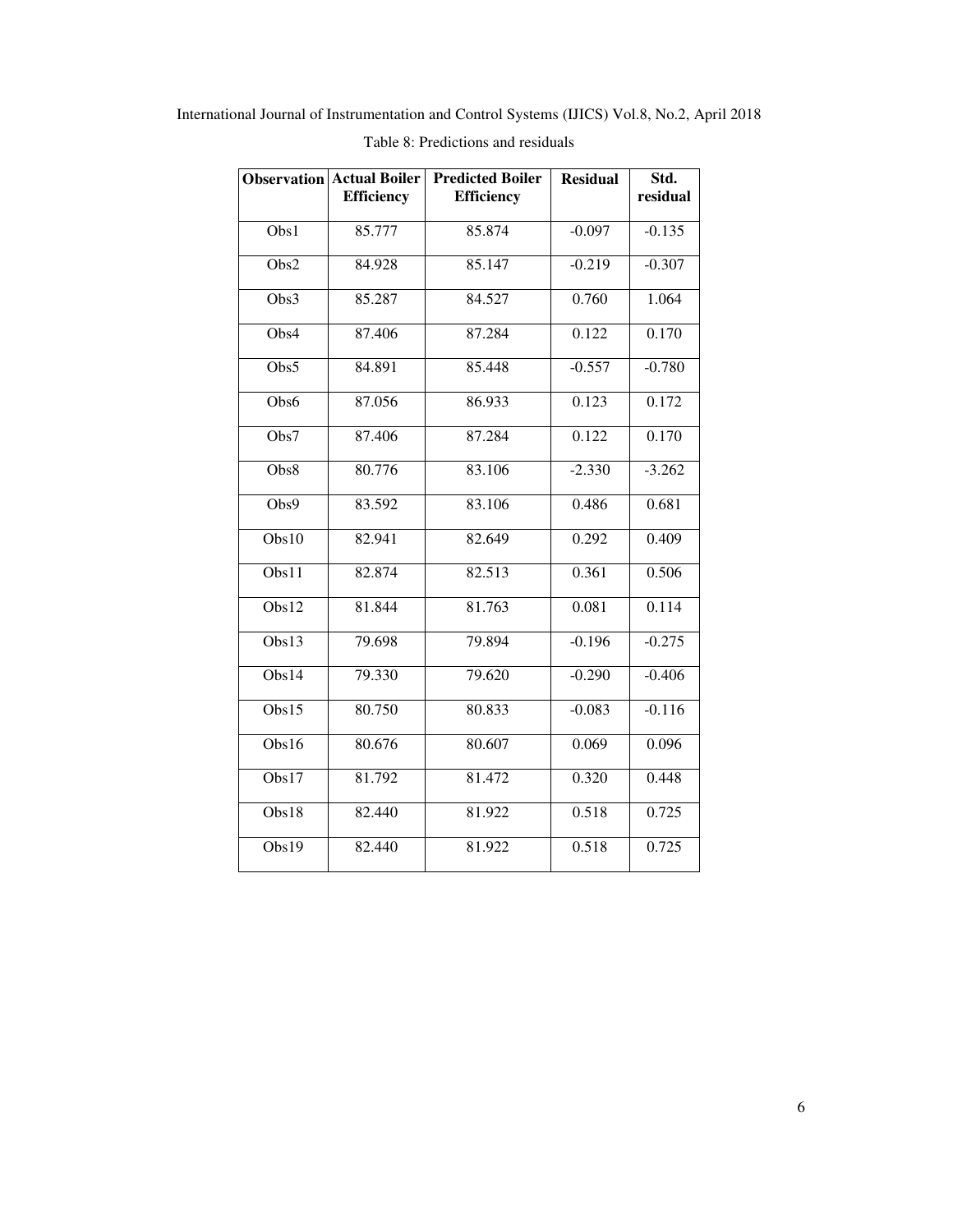Table 8: Predictions and residuals

| Observation | Actual Boiler Efficiency | Predicted Boiler Efficiency | Residual | Std. residual |
|---|---|---|---|---|
| Obs1 | 85.777 | 85.874 | -0.097 | -0.135 |
| Obs2 | 84.928 | 85.147 | -0.219 | -0.307 |
| Obs3 | 85.287 | 84.527 | 0.760 | 1.064 |
| Obs4 | 87.406 | 87.284 | 0.122 | 0.170 |
| Obs5 | 84.891 | 85.448 | -0.557 | -0.780 |
| Obs6 | 87.056 | 86.933 | 0.123 | 0.172 |
| Obs7 | 87.406 | 87.284 | 0.122 | 0.170 |
| Obs8 | 80.776 | 83.106 | -2.330 | -3.262 |
| Obs9 | 83.592 | 83.106 | 0.486 | 0.681 |
| Obs10 | 82.941 | 82.649 | 0.292 | 0.409 |
| Obs11 | 82.874 | 82.513 | 0.361 | 0.506 |
| Obs12 | 81.844 | 81.763 | 0.081 | 0.114 |
| Obs13 | 79.698 | 79.894 | -0.196 | -0.275 |
| Obs14 | 79.330 | 79.620 | -0.290 | -0.406 |
| Obs15 | 80.750 | 80.833 | -0.083 | -0.116 |
| Obs16 | 80.676 | 80.607 | 0.069 | 0.096 |
| Obs17 | 81.792 | 81.472 | 0.320 | 0.448 |
| Obs18 | 82.440 | 81.922 | 0.518 | 0.725 |
| Obs19 | 82.440 | 81.922 | 0.518 | 0.725 |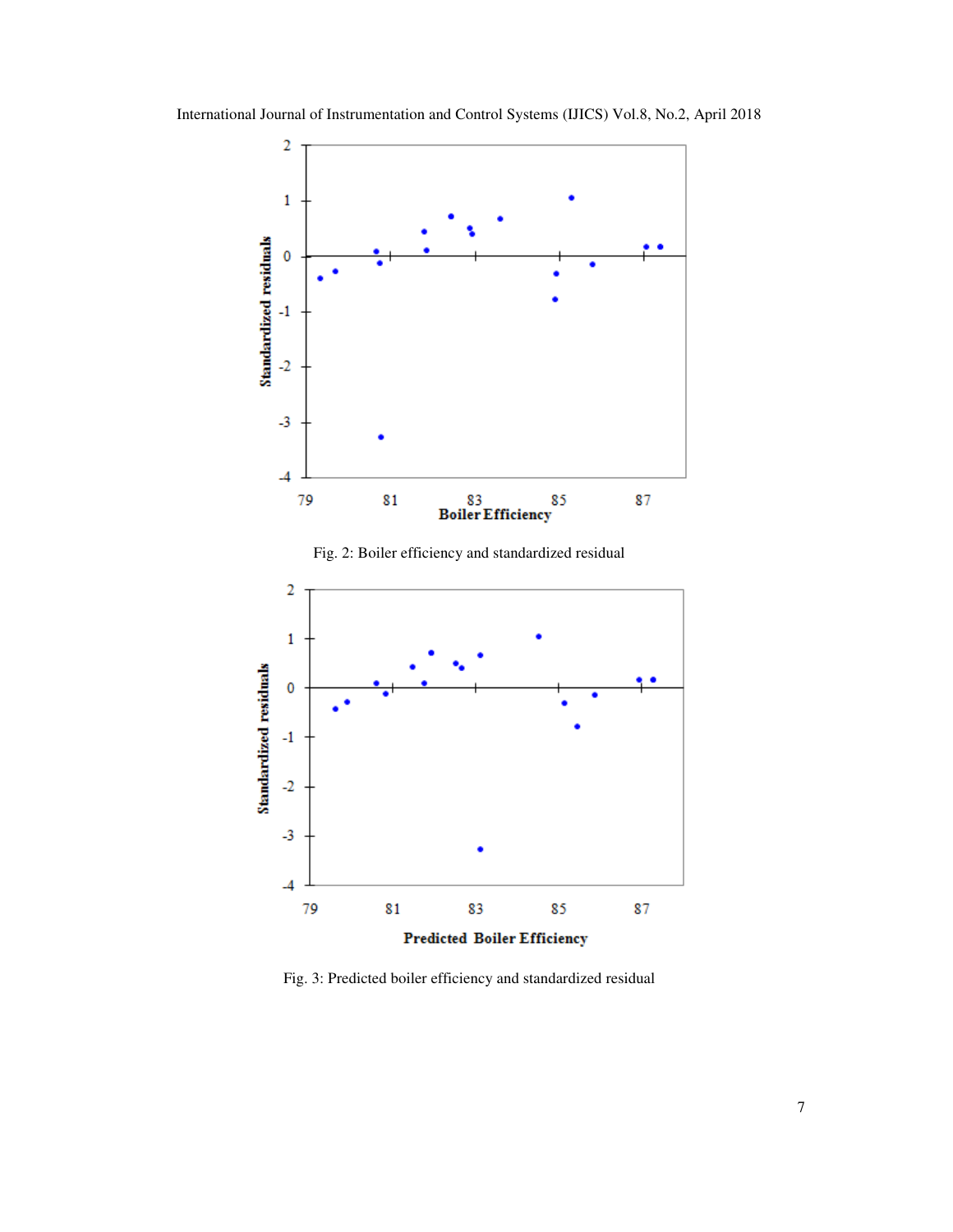Fig. 2: Boiler efficiency and standardized residual

Fig. 3: Predicted boiler efficiency and standardized residual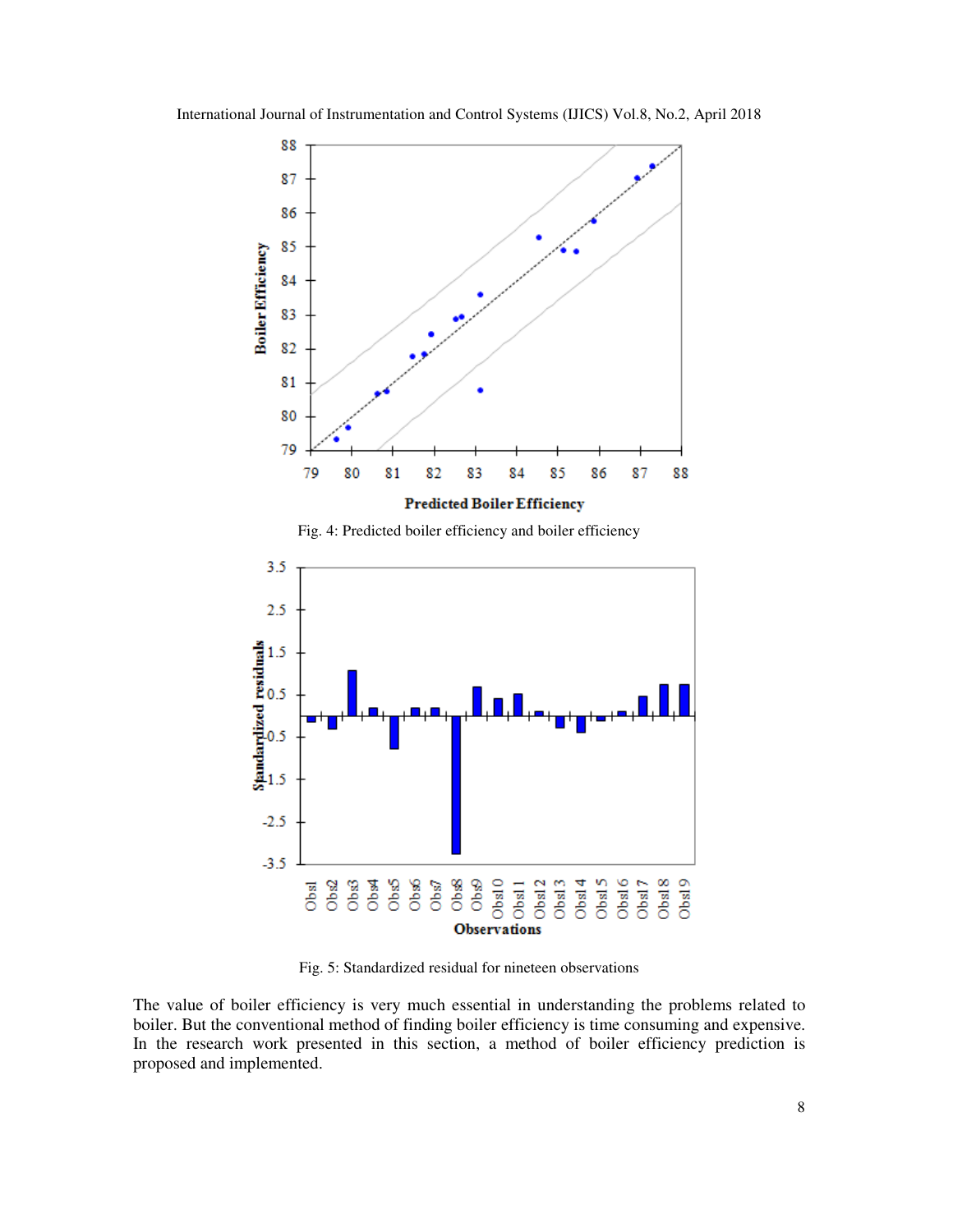Fig. 4: Predicted boiler efficiency and boiler efficiency

Fig. 5: Standardized residual for nineteen observations

The value of boiler efficiency is very much essential in understanding the problems related to boiler. But the conventional method of finding boiler efficiency is time consuming and expensive. In the research work presented in this section, a method of boiler efficiency prediction is proposed and implemented.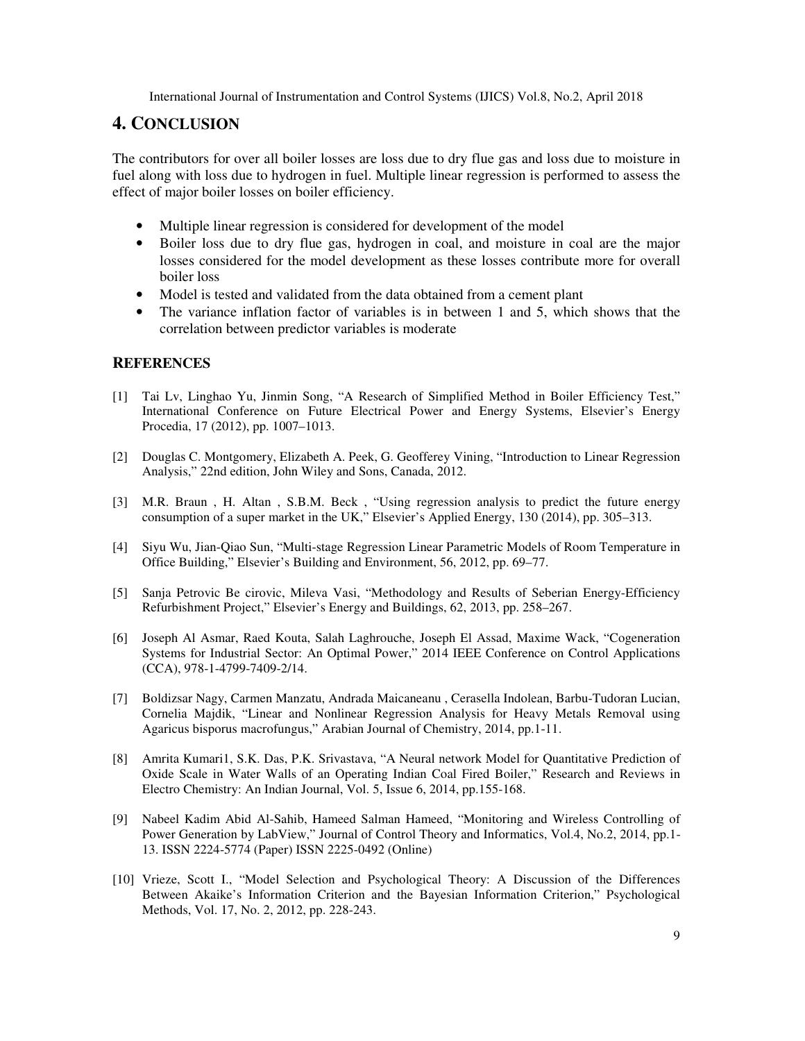## 4. CONCLUSION

The contributors for over all boiler losses are loss due to dry flue gas and loss due to moisture in fuel along with loss due to hydrogen in fuel. Multiple linear regression is performed to assess the effect of major boiler losses on boiler efficiency.

- Multiple linear regression is considered for development of the model
- Boiler loss due to dry flue gas, hydrogen in coal, and moisture in coal are the major losses considered for the model development as these losses contribute more for overall boiler loss
- Model is tested and validated from the data obtained from a cement plant
- The variance inflation factor of variables is in between 1 and 5, which shows that the correlation between predictor variables is moderate

## REFERENCES

[1] Tai Lv, Linghao Yu, Jinmin Song, "A Research of Simplified Method in Boiler Efficiency Test," International Conference on Future Electrical Power and Energy Systems, Elsevier's Energy Procedia, 17 (2012), pp. 1007–1013.

[2] Douglas C. Montgomery, Elizabeth A. Peek, G. Geofferey Vining, "Introduction to Linear Regression Analysis," 22nd edition, John Wiley and Sons, Canada, 2012.

[3] M.R. Braun , H. Altan , S.B.M. Beck , "Using regression analysis to predict the future energy consumption of a super market in the UK," Elsevier's Applied Energy, 130 (2014), pp. 305–313.

[4] Siyu Wu, Jian-Qiao Sun, "Multi-stage Regression Linear Parametric Models of Room Temperature in Office Building," Elsevier's Building and Environment, 56, 2012, pp. 69–77.

[5] Sanja Petrovic Be cirovic, Mileva Vasi, "Methodology and Results of Seberian Energy-Efficiency Refurbishment Project," Elsevier's Energy and Buildings, 62, 2013, pp. 258–267.

[6] Joseph Al Asmar, Raed Kouta, Salah Laghrouche, Joseph El Assad, Maxime Wack, "Cogeneration Systems for Industrial Sector: An Optimal Power," 2014 IEEE Conference on Control Applications (CCA), 978-1-4799-7409-2/14.

[7] Boldizsar Nagy, Carmen Manzatu, Andrada Maicaneanu , Cerasella Indolean, Barbu-Tudoran Lucian, Cornelia Majdik, "Linear and Nonlinear Regression Analysis for Heavy Metals Removal using Agaricus bisporus macrofungus," Arabian Journal of Chemistry, 2014, pp.1-11.

[8] Amrita Kumari1, S.K. Das, P.K. Srivastava, "A Neural network Model for Quantitative Prediction of Oxide Scale in Water Walls of an Operating Indian Coal Fired Boiler," Research and Reviews in Electro Chemistry: An Indian Journal, Vol. 5, Issue 6, 2014, pp.155-168.

[9] Nabeel Kadim Abid Al-Sahib, Hameed Salman Hameed, "Monitoring and Wireless Controlling of Power Generation by LabView," Journal of Control Theory and Informatics, Vol.4, No.2, 2014, pp.1-13. ISSN 2224-5774 (Paper) ISSN 2225-0492 (Online)

[10] Vrieze, Scott I., "Model Selection and Psychological Theory: A Discussion of the Differences Between Akaike's Information Criterion and the Bayesian Information Criterion," Psychological Methods, Vol. 17, No. 2, 2012, pp. 228-243.